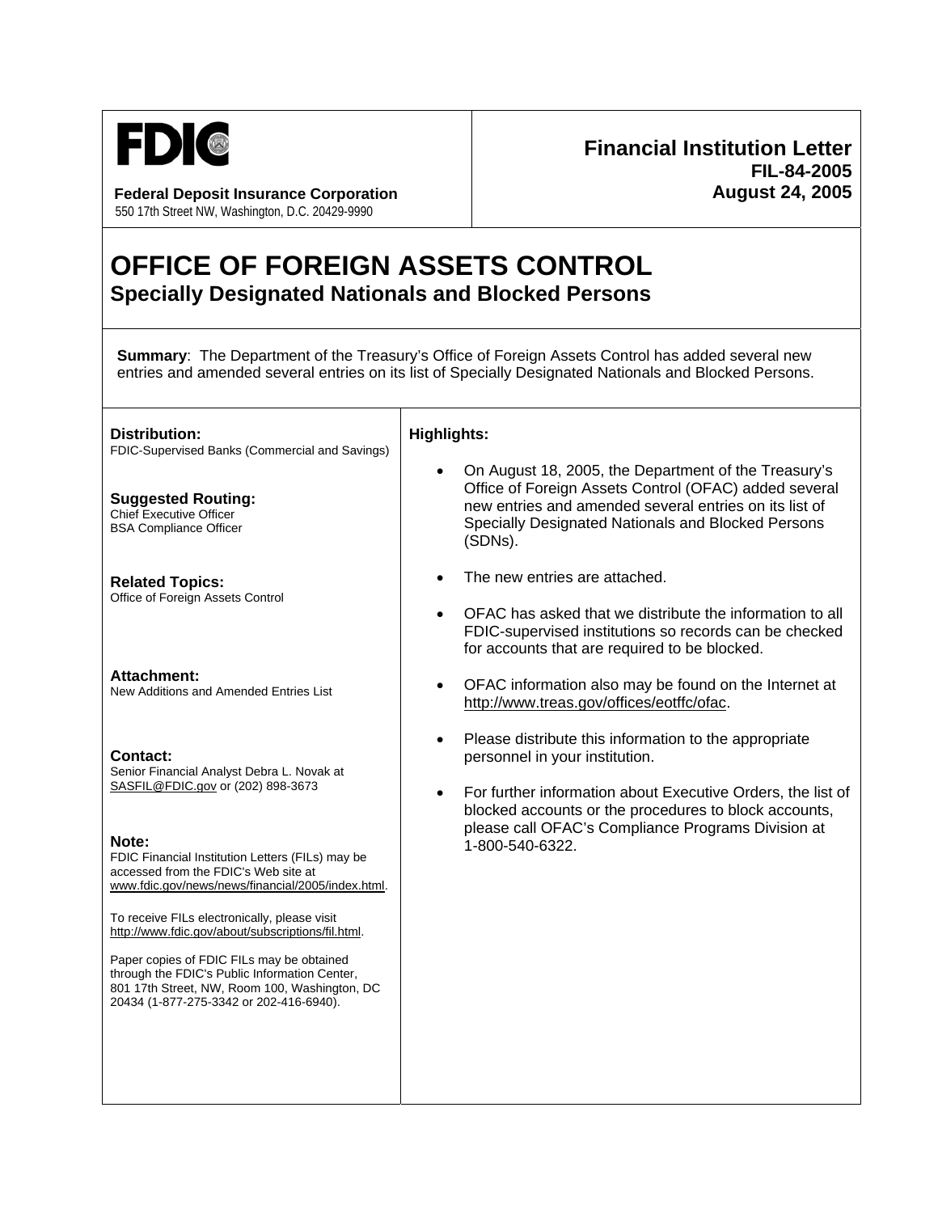**FDIC**

**Federal Deposit Insurance Corporation**
550 17th Street NW, Washington, D.C. 20429-9990

**Financial Institution Letter**
**FIL-84-2005**
**August 24, 2005**

# OFFICE OF FOREIGN ASSETS CONTROL
## Specially Designated Nationals and Blocked Persons

**Summary**: The Department of the Treasury's Office of Foreign Assets Control has added several new entries and amended several entries on its list of Specially Designated Nationals and Blocked Persons.

**Distribution:**
FDIC-Supervised Banks (Commercial and Savings)

**Suggested Routing:**
Chief Executive Officer
BSA Compliance Officer

**Related Topics:**
Office of Foreign Assets Control

**Attachment:**
New Additions and Amended Entries List

**Contact:**
Senior Financial Analyst Debra L. Novak at SASFIL@FDIC.gov or (202) 898-3673

**Note:**
FDIC Financial Institution Letters (FILs) may be accessed from the FDIC's Web site at www.fdic.gov/news/news/financial/2005/index.html.

To receive FILs electronically, please visit http://www.fdic.gov/about/subscriptions/fil.html.

Paper copies of FDIC FILs may be obtained through the FDIC's Public Information Center, 801 17th Street, NW, Room 100, Washington, DC 20434 (1-877-275-3342 or 202-416-6940).

**Highlights:**

- On August 18, 2005, the Department of the Treasury's Office of Foreign Assets Control (OFAC) added several new entries and amended several entries on its list of Specially Designated Nationals and Blocked Persons (SDNs).
- The new entries are attached.
- OFAC has asked that we distribute the information to all FDIC-supervised institutions so records can be checked for accounts that are required to be blocked.
- OFAC information also may be found on the Internet at http://www.treas.gov/offices/eotffc/ofac.
- Please distribute this information to the appropriate personnel in your institution.
- For further information about Executive Orders, the list of blocked accounts or the procedures to block accounts, please call OFAC's Compliance Programs Division at 1-800-540-6322.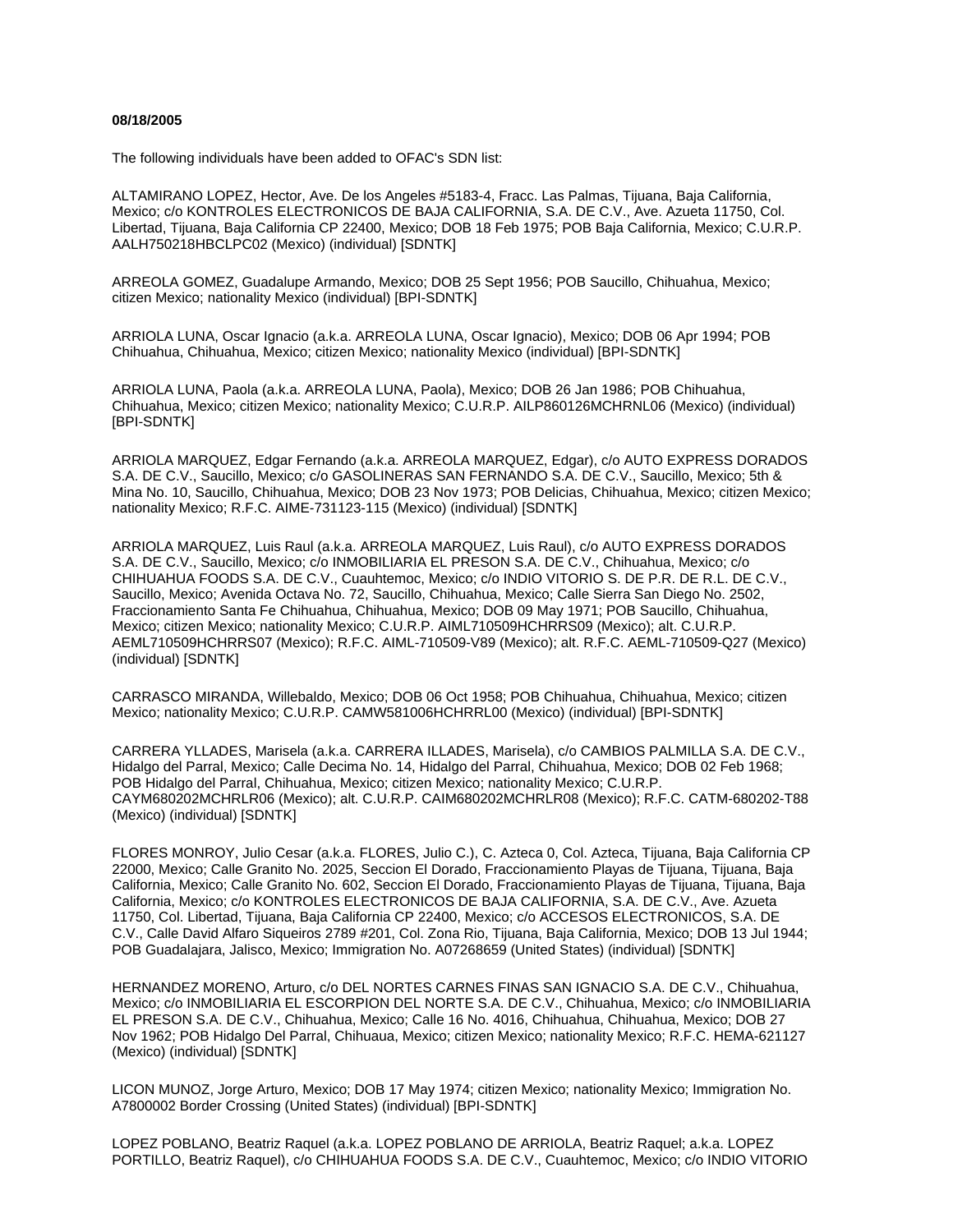**08/18/2005**

The following individuals have been added to OFAC's SDN list:

ALTAMIRANO LOPEZ, Hector, Ave. De los Angeles #5183-4, Fracc. Las Palmas, Tijuana, Baja California, Mexico; c/o KONTROLES ELECTRONICOS DE BAJA CALIFORNIA, S.A. DE C.V., Ave. Azueta 11750, Col. Libertad, Tijuana, Baja California CP 22400, Mexico; DOB 18 Feb 1975; POB Baja California, Mexico; C.U.R.P. AALH750218HBCLPC02 (Mexico) (individual) [SDNTK]

ARREOLA GOMEZ, Guadalupe Armando, Mexico; DOB 25 Sept 1956; POB Saucillo, Chihuahua, Mexico; citizen Mexico; nationality Mexico (individual) [BPI-SDNTK]

ARRIOLA LUNA, Oscar Ignacio (a.k.a. ARREOLA LUNA, Oscar Ignacio), Mexico; DOB 06 Apr 1994; POB Chihuahua, Chihuahua, Mexico; citizen Mexico; nationality Mexico (individual) [BPI-SDNTK]

ARRIOLA LUNA, Paola (a.k.a. ARREOLA LUNA, Paola), Mexico; DOB 26 Jan 1986; POB Chihuahua, Chihuahua, Mexico; citizen Mexico; nationality Mexico; C.U.R.P. AILP860126MCHRNL06 (Mexico) (individual) [BPI-SDNTK]

ARRIOLA MARQUEZ, Edgar Fernando (a.k.a. ARREOLA MARQUEZ, Edgar), c/o AUTO EXPRESS DORADOS S.A. DE C.V., Saucillo, Mexico; c/o GASOLINERAS SAN FERNANDO S.A. DE C.V., Saucillo, Mexico; 5th & Mina No. 10, Saucillo, Chihuahua, Mexico; DOB 23 Nov 1973; POB Delicias, Chihuahua, Mexico; citizen Mexico; nationality Mexico; R.F.C. AIME-731123-115 (Mexico) (individual) [SDNTK]

ARRIOLA MARQUEZ, Luis Raul (a.k.a. ARREOLA MARQUEZ, Luis Raul), c/o AUTO EXPRESS DORADOS S.A. DE C.V., Saucillo, Mexico; c/o INMOBILIARIA EL PRESON S.A. DE C.V., Chihuahua, Mexico; c/o CHIHUAHUA FOODS S.A. DE C.V., Cuauhtemoc, Mexico; c/o INDIO VITORIO S. DE P.R. DE R.L. DE C.V., Saucillo, Mexico; Avenida Octava No. 72, Saucillo, Chihuahua, Mexico; Calle Sierra San Diego No. 2502, Fraccionamiento Santa Fe Chihuahua, Chihuahua, Mexico; DOB 09 May 1971; POB Saucillo, Chihuahua, Mexico; citizen Mexico; nationality Mexico; C.U.R.P. AIML710509HCHRRS09 (Mexico); alt. C.U.R.P. AEML710509HCHRRS07 (Mexico); R.F.C. AIML-710509-V89 (Mexico); alt. R.F.C. AEML-710509-Q27 (Mexico) (individual) [SDNTK]

CARRASCO MIRANDA, Willebaldo, Mexico; DOB 06 Oct 1958; POB Chihuahua, Chihuahua, Mexico; citizen Mexico; nationality Mexico; C.U.R.P. CAMW581006HCHRRL00 (Mexico) (individual) [BPI-SDNTK]

CARRERA YLLADES, Marisela (a.k.a. CARRERA ILLADES, Marisela), c/o CAMBIOS PALMILLA S.A. DE C.V., Hidalgo del Parral, Mexico; Calle Decima No. 14, Hidalgo del Parral, Chihuahua, Mexico; DOB 02 Feb 1968; POB Hidalgo del Parral, Chihuahua, Mexico; citizen Mexico; nationality Mexico; C.U.R.P. CAYM680202MCHRLR06 (Mexico); alt. C.U.R.P. CAIM680202MCHRLR08 (Mexico); R.F.C. CATM-680202-T88 (Mexico) (individual) [SDNTK]

FLORES MONROY, Julio Cesar (a.k.a. FLORES, Julio C.), C. Azteca 0, Col. Azteca, Tijuana, Baja California CP 22000, Mexico; Calle Granito No. 2025, Seccion El Dorado, Fraccionamiento Playas de Tijuana, Tijuana, Baja California, Mexico; Calle Granito No. 602, Seccion El Dorado, Fraccionamiento Playas de Tijuana, Tijuana, Baja California, Mexico; c/o KONTROLES ELECTRONICOS DE BAJA CALIFORNIA, S.A. DE C.V., Ave. Azueta 11750, Col. Libertad, Tijuana, Baja California CP 22400, Mexico; c/o ACCESOS ELECTRONICOS, S.A. DE C.V., Calle David Alfaro Siqueiros 2789 #201, Col. Zona Rio, Tijuana, Baja California, Mexico; DOB 13 Jul 1944; POB Guadalajara, Jalisco, Mexico; Immigration No. A07268659 (United States) (individual) [SDNTK]

HERNANDEZ MORENO, Arturo, c/o DEL NORTES CARNES FINAS SAN IGNACIO S.A. DE C.V., Chihuahua, Mexico; c/o INMOBILIARIA EL ESCORPION DEL NORTE S.A. DE C.V., Chihuahua, Mexico; c/o INMOBILIARIA EL PRESON S.A. DE C.V., Chihuahua, Mexico; Calle 16 No. 4016, Chihuahua, Chihuahua, Mexico; DOB 27 Nov 1962; POB Hidalgo Del Parral, Chihuaua, Mexico; citizen Mexico; nationality Mexico; R.F.C. HEMA-621127 (Mexico) (individual) [SDNTK]

LICON MUNOZ, Jorge Arturo, Mexico; DOB 17 May 1974; citizen Mexico; nationality Mexico; Immigration No. A7800002 Border Crossing (United States) (individual) [BPI-SDNTK]

LOPEZ POBLANO, Beatriz Raquel (a.k.a. LOPEZ POBLANO DE ARRIOLA, Beatriz Raquel; a.k.a. LOPEZ PORTILLO, Beatriz Raquel), c/o CHIHUAHUA FOODS S.A. DE C.V., Cuauhtemoc, Mexico; c/o INDIO VITORIO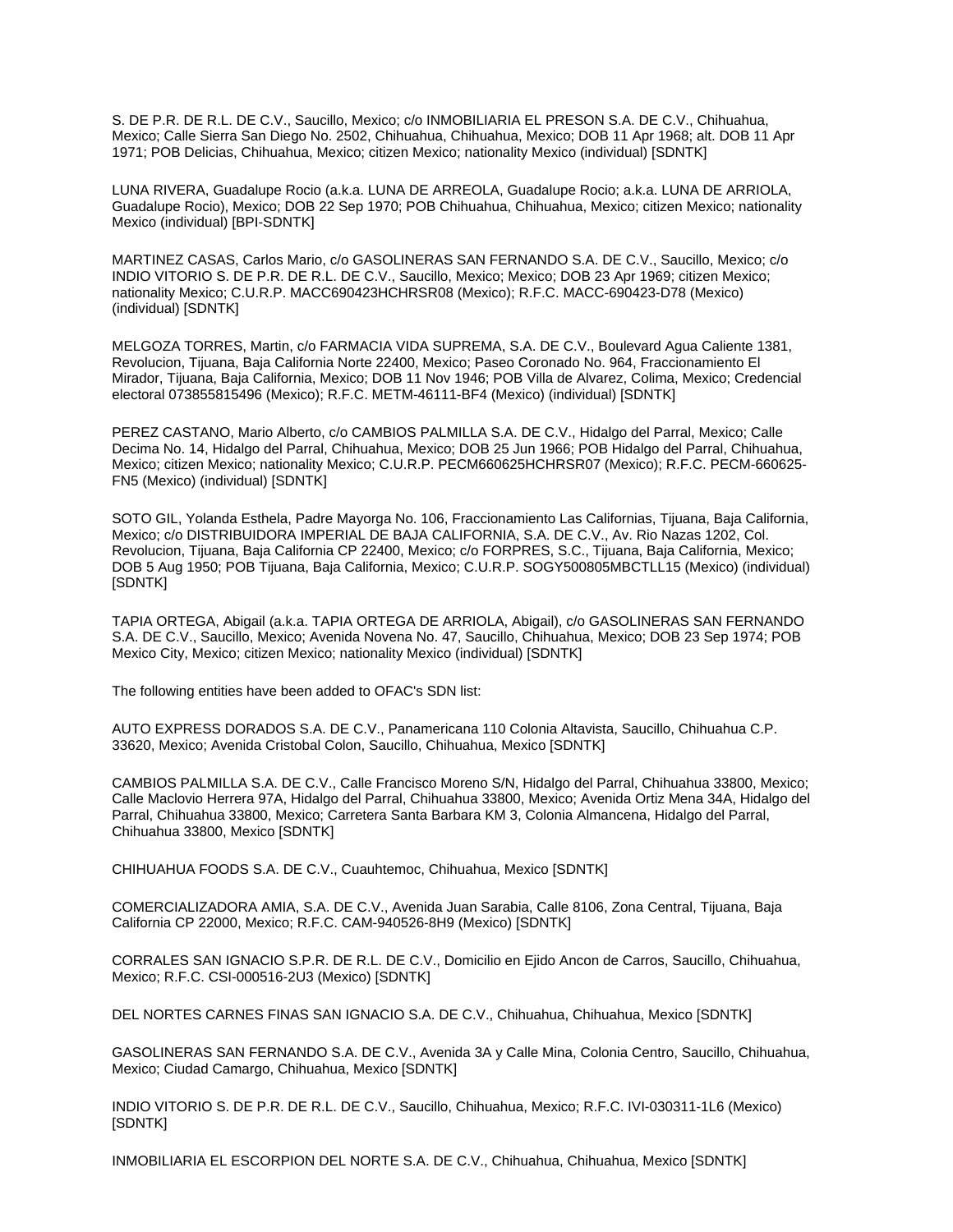S. DE P.R. DE R.L. DE C.V., Saucillo, Mexico; c/o INMOBILIARIA EL PRESON S.A. DE C.V., Chihuahua, Mexico; Calle Sierra San Diego No. 2502, Chihuahua, Chihuahua, Mexico; DOB 11 Apr 1968; alt. DOB 11 Apr 1971; POB Delicias, Chihuahua, Mexico; citizen Mexico; nationality Mexico (individual) [SDNTK]

LUNA RIVERA, Guadalupe Rocio (a.k.a. LUNA DE ARREOLA, Guadalupe Rocio; a.k.a. LUNA DE ARRIOLA, Guadalupe Rocio), Mexico; DOB 22 Sep 1970; POB Chihuahua, Chihuahua, Mexico; citizen Mexico; nationality Mexico (individual) [BPI-SDNTK]

MARTINEZ CASAS, Carlos Mario, c/o GASOLINERAS SAN FERNANDO S.A. DE C.V., Saucillo, Mexico; c/o INDIO VITORIO S. DE P.R. DE R.L. DE C.V., Saucillo, Mexico; Mexico; DOB 23 Apr 1969; citizen Mexico; nationality Mexico; C.U.R.P. MACC690423HCHRSR08 (Mexico); R.F.C. MACC-690423-D78 (Mexico) (individual) [SDNTK]

MELGOZA TORRES, Martin, c/o FARMACIA VIDA SUPREMA, S.A. DE C.V., Boulevard Agua Caliente 1381, Revolucion, Tijuana, Baja California Norte 22400, Mexico; Paseo Coronado No. 964, Fraccionamiento El Mirador, Tijuana, Baja California, Mexico; DOB 11 Nov 1946; POB Villa de Alvarez, Colima, Mexico; Credencial electoral 073855815496 (Mexico); R.F.C. METM-46111-BF4 (Mexico) (individual) [SDNTK]

PEREZ CASTANO, Mario Alberto, c/o CAMBIOS PALMILLA S.A. DE C.V., Hidalgo del Parral, Mexico; Calle Decima No. 14, Hidalgo del Parral, Chihuahua, Mexico; DOB 25 Jun 1966; POB Hidalgo del Parral, Chihuahua, Mexico; citizen Mexico; nationality Mexico; C.U.R.P. PECM660625HCHRSR07 (Mexico); R.F.C. PECM-660625-FN5 (Mexico) (individual) [SDNTK]

SOTO GIL, Yolanda Esthela, Padre Mayorga No. 106, Fraccionamiento Las Californias, Tijuana, Baja California, Mexico; c/o DISTRIBUIDORA IMPERIAL DE BAJA CALIFORNIA, S.A. DE C.V., Av. Rio Nazas 1202, Col. Revolucion, Tijuana, Baja California CP 22400, Mexico; c/o FORPRES, S.C., Tijuana, Baja California, Mexico; DOB 5 Aug 1950; POB Tijuana, Baja California, Mexico; C.U.R.P. SOGY500805MBCTLL15 (Mexico) (individual) [SDNTK]

TAPIA ORTEGA, Abigail (a.k.a. TAPIA ORTEGA DE ARRIOLA, Abigail), c/o GASOLINERAS SAN FERNANDO S.A. DE C.V., Saucillo, Mexico; Avenida Novena No. 47, Saucillo, Chihuahua, Mexico; DOB 23 Sep 1974; POB Mexico City, Mexico; citizen Mexico; nationality Mexico (individual) [SDNTK]

The following entities have been added to OFAC's SDN list:

AUTO EXPRESS DORADOS S.A. DE C.V., Panamericana 110 Colonia Altavista, Saucillo, Chihuahua C.P. 33620, Mexico; Avenida Cristobal Colon, Saucillo, Chihuahua, Mexico [SDNTK]

CAMBIOS PALMILLA S.A. DE C.V., Calle Francisco Moreno S/N, Hidalgo del Parral, Chihuahua 33800, Mexico; Calle Maclovio Herrera 97A, Hidalgo del Parral, Chihuahua 33800, Mexico; Avenida Ortiz Mena 34A, Hidalgo del Parral, Chihuahua 33800, Mexico; Carretera Santa Barbara KM 3, Colonia Almancena, Hidalgo del Parral, Chihuahua 33800, Mexico [SDNTK]

CHIHUAHUA FOODS S.A. DE C.V., Cuauhtemoc, Chihuahua, Mexico [SDNTK]

COMERCIALIZADORA AMIA, S.A. DE C.V., Avenida Juan Sarabia, Calle 8106, Zona Central, Tijuana, Baja California CP 22000, Mexico; R.F.C. CAM-940526-8H9 (Mexico) [SDNTK]

CORRALES SAN IGNACIO S.P.R. DE R.L. DE C.V., Domicilio en Ejido Ancon de Carros, Saucillo, Chihuahua, Mexico; R.F.C. CSI-000516-2U3 (Mexico) [SDNTK]

DEL NORTES CARNES FINAS SAN IGNACIO S.A. DE C.V., Chihuahua, Chihuahua, Mexico [SDNTK]

GASOLINERAS SAN FERNANDO S.A. DE C.V., Avenida 3A y Calle Mina, Colonia Centro, Saucillo, Chihuahua, Mexico; Ciudad Camargo, Chihuahua, Mexico [SDNTK]

INDIO VITORIO S. DE P.R. DE R.L. DE C.V., Saucillo, Chihuahua, Mexico; R.F.C. IVI-030311-1L6 (Mexico) [SDNTK]

INMOBILIARIA EL ESCORPION DEL NORTE S.A. DE C.V., Chihuahua, Chihuahua, Mexico [SDNTK]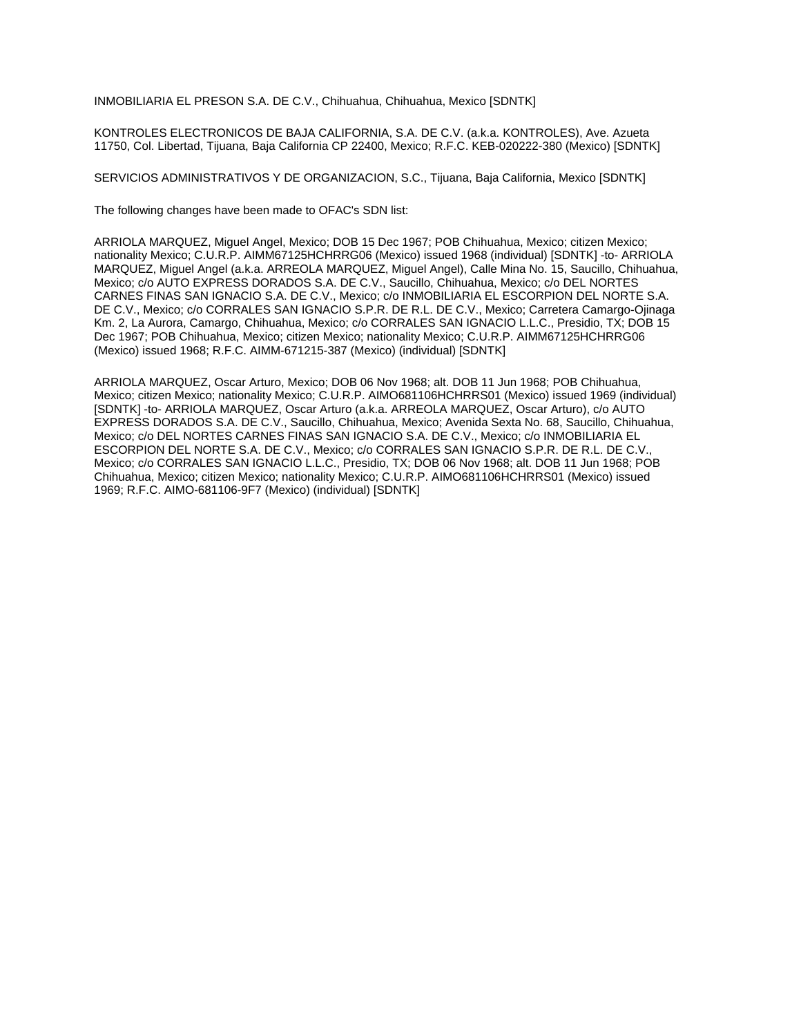INMOBILIARIA EL PRESON S.A. DE C.V., Chihuahua, Chihuahua, Mexico [SDNTK]

KONTROLES ELECTRONICOS DE BAJA CALIFORNIA, S.A. DE C.V. (a.k.a. KONTROLES), Ave. Azueta 11750, Col. Libertad, Tijuana, Baja California CP 22400, Mexico; R.F.C. KEB-020222-380 (Mexico) [SDNTK]

SERVICIOS ADMINISTRATIVOS Y DE ORGANIZACION, S.C., Tijuana, Baja California, Mexico [SDNTK]

The following changes have been made to OFAC's SDN list:

ARRIOLA MARQUEZ, Miguel Angel, Mexico; DOB 15 Dec 1967; POB Chihuahua, Mexico; citizen Mexico; nationality Mexico; C.U.R.P. AIMM67125HCHRRG06 (Mexico) issued 1968 (individual) [SDNTK] -to- ARRIOLA MARQUEZ, Miguel Angel (a.k.a. ARREOLA MARQUEZ, Miguel Angel), Calle Mina No. 15, Saucillo, Chihuahua, Mexico; c/o AUTO EXPRESS DORADOS S.A. DE C.V., Saucillo, Chihuahua, Mexico; c/o DEL NORTES CARNES FINAS SAN IGNACIO S.A. DE C.V., Mexico; c/o INMOBILIARIA EL ESCORPION DEL NORTE S.A. DE C.V., Mexico; c/o CORRALES SAN IGNACIO S.P.R. DE R.L. DE C.V., Mexico; Carretera Camargo-Ojinaga Km. 2, La Aurora, Camargo, Chihuahua, Mexico; c/o CORRALES SAN IGNACIO L.L.C., Presidio, TX; DOB 15 Dec 1967; POB Chihuahua, Mexico; citizen Mexico; nationality Mexico; C.U.R.P. AIMM67125HCHRRG06 (Mexico) issued 1968; R.F.C. AIMM-671215-387 (Mexico) (individual) [SDNTK]

ARRIOLA MARQUEZ, Oscar Arturo, Mexico; DOB 06 Nov 1968; alt. DOB 11 Jun 1968; POB Chihuahua, Mexico; citizen Mexico; nationality Mexico; C.U.R.P. AIMO681106HCHRRS01 (Mexico) issued 1969 (individual) [SDNTK] -to- ARRIOLA MARQUEZ, Oscar Arturo (a.k.a. ARREOLA MARQUEZ, Oscar Arturo), c/o AUTO EXPRESS DORADOS S.A. DE C.V., Saucillo, Chihuahua, Mexico; Avenida Sexta No. 68, Saucillo, Chihuahua, Mexico; c/o DEL NORTES CARNES FINAS SAN IGNACIO S.A. DE C.V., Mexico; c/o INMOBILIARIA EL ESCORPION DEL NORTE S.A. DE C.V., Mexico; c/o CORRALES SAN IGNACIO S.P.R. DE R.L. DE C.V., Mexico; c/o CORRALES SAN IGNACIO L.L.C., Presidio, TX; DOB 06 Nov 1968; alt. DOB 11 Jun 1968; POB Chihuahua, Mexico; citizen Mexico; nationality Mexico; C.U.R.P. AIMO681106HCHRRS01 (Mexico) issued 1969; R.F.C. AIMO-681106-9F7 (Mexico) (individual) [SDNTK]